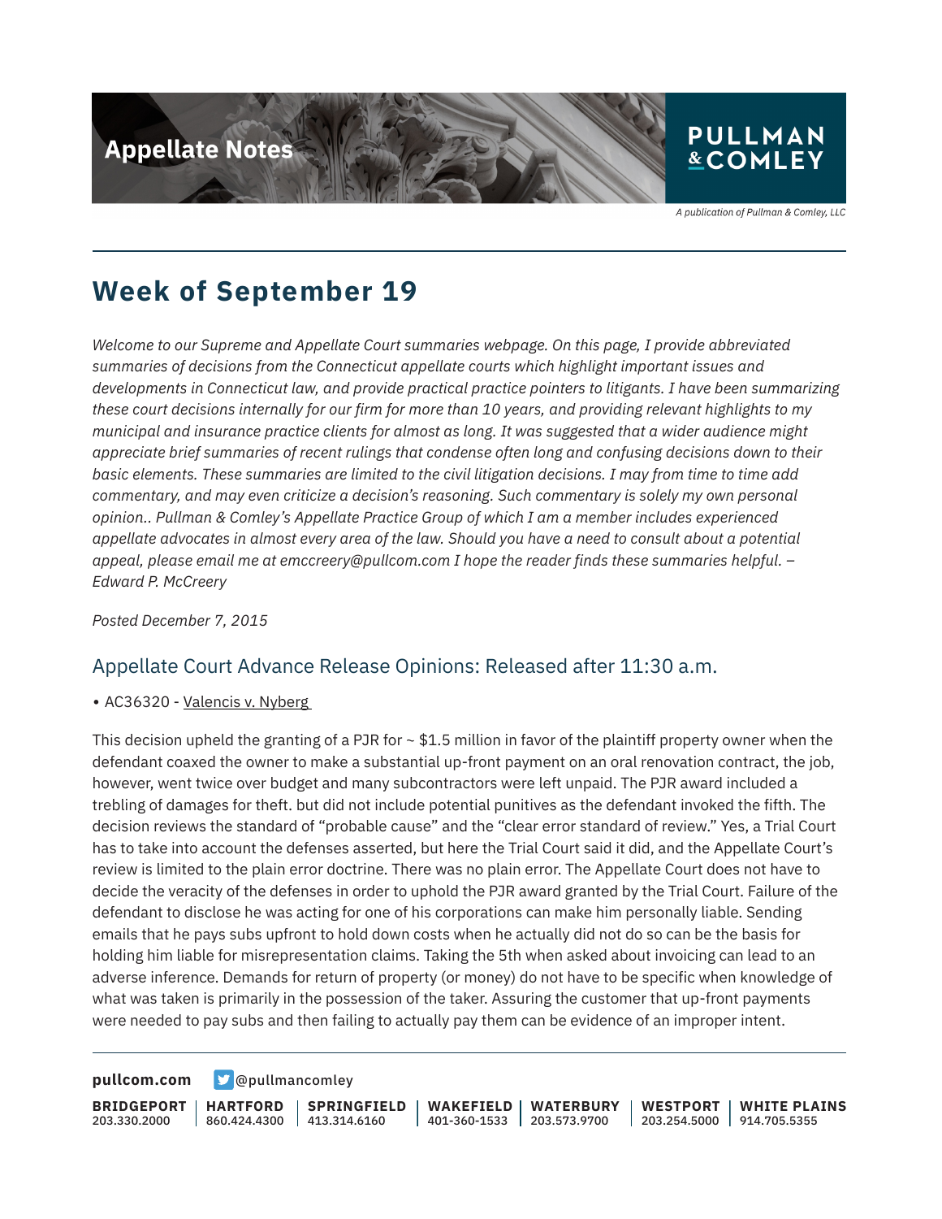Appellate Notes

PULLMAN & COMLEY

*A publication of Pullman & Comley, LLC*

# Week of September 19

*Welcome to our Supreme and Appellate Court summaries webpage. On this page, I provide abbreviated summaries of decisions from the Connecticut appellate courts which highlight important issues and developments in Connecticut law, and provide practical practice pointers to litigants. I have been summarizing these court decisions internally for our firm for more than 10 years, and providing relevant highlights to my municipal and insurance practice clients for almost as long. It was suggested that a wider audience might appreciate brief summaries of recent rulings that condense often long and confusing decisions down to their basic elements. These summaries are limited to the civil litigation decisions. I may from time to time add commentary, and may even criticize a decision's reasoning. Such commentary is solely my own personal opinion.. Pullman & Comley's Appellate Practice Group of which I am a member includes experienced appellate advocates in almost every area of the law. Should you have a need to consult about a potential appeal, please email me at emccreery@pullcom.com I hope the reader finds these summaries helpful. – Edward P. McCreery*

*Posted December 7, 2015*

## Appellate Court Advance Release Opinions: Released after 11:30 a.m.

- AC36320 - Valencis v. Nyberg

This decision upheld the granting of a PJR for ~ $1.5 million in favor of the plaintiff property owner when the defendant coaxed the owner to make a substantial up-front payment on an oral renovation contract, the job, however, went twice over budget and many subcontractors were left unpaid. The PJR award included a trebling of damages for theft. but did not include potential punitives as the defendant invoked the fifth. The decision reviews the standard of "probable cause" and the "clear error standard of review." Yes, a Trial Court has to take into account the defenses asserted, but here the Trial Court said it did, and the Appellate Court's review is limited to the plain error doctrine. There was no plain error. The Appellate Court does not have to decide the veracity of the defenses in order to uphold the PJR award granted by the Trial Court. Failure of the defendant to disclose he was acting for one of his corporations can make him personally liable. Sending emails that he pays subs upfront to hold down costs when he actually did not do so can be the basis for holding him liable for misrepresentation claims. Taking the 5th when asked about invoicing can lead to an adverse inference. Demands for return of property (or money) do not have to be specific when knowledge of what was taken is primarily in the possession of the taker. Assuring the customer that up-front payments were needed to pay subs and then failing to actually pay them can be evidence of an improper intent.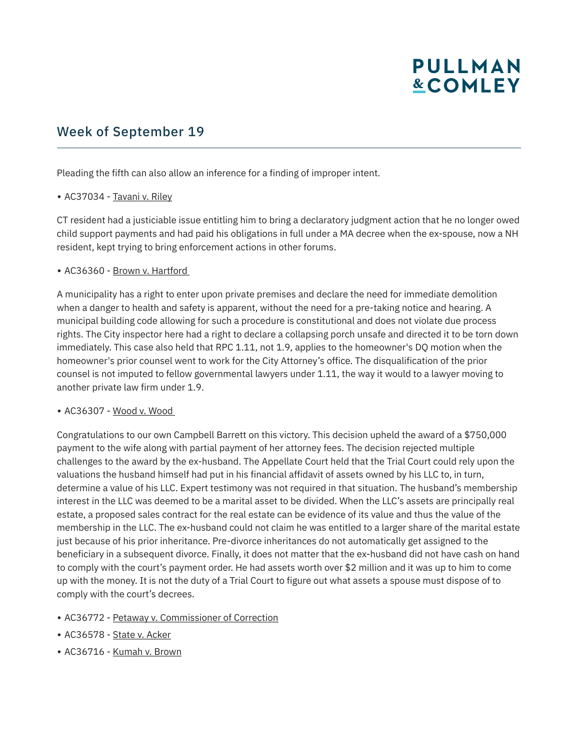## Week of September 19

Pleading the fifth can also allow an inference for a finding of improper intent.

• AC37034 - Tavani v. Riley

CT resident had a justiciable issue entitling him to bring a declaratory judgment action that he no longer owed child support payments and had paid his obligations in full under a MA decree when the ex-spouse, now a NH resident, kept trying to bring enforcement actions in other forums.

• AC36360 - Brown v. Hartford

A municipality has a right to enter upon private premises and declare the need for immediate demolition when a danger to health and safety is apparent, without the need for a pre-taking notice and hearing. A municipal building code allowing for such a procedure is constitutional and does not violate due process rights. The City inspector here had a right to declare a collapsing porch unsafe and directed it to be torn down immediately. This case also held that RPC 1.11, not 1.9, applies to the homeowner's DQ motion when the homeowner's prior counsel went to work for the City Attorney's office. The disqualification of the prior counsel is not imputed to fellow governmental lawyers under 1.11, the way it would to a lawyer moving to another private law firm under 1.9.

• AC36307 - Wood v. Wood

Congratulations to our own Campbell Barrett on this victory. This decision upheld the award of a $750,000 payment to the wife along with partial payment of her attorney fees. The decision rejected multiple challenges to the award by the ex-husband. The Appellate Court held that the Trial Court could rely upon the valuations the husband himself had put in his financial affidavit of assets owned by his LLC to, in turn, determine a value of his LLC. Expert testimony was not required in that situation. The husband's membership interest in the LLC was deemed to be a marital asset to be divided. When the LLC's assets are principally real estate, a proposed sales contract for the real estate can be evidence of its value and thus the value of the membership in the LLC. The ex-husband could not claim he was entitled to a larger share of the marital estate just because of his prior inheritance. Pre-divorce inheritances do not automatically get assigned to the beneficiary in a subsequent divorce. Finally, it does not matter that the ex-husband did not have cash on hand to comply with the court's payment order. He had assets worth over $2 million and it was up to him to come up with the money. It is not the duty of a Trial Court to figure out what assets a spouse must dispose of to comply with the court's decrees.

• AC36772 - Petaway v. Commissioner of Correction
• AC36578 - State v. Acker
• AC36716 - Kumah v. Brown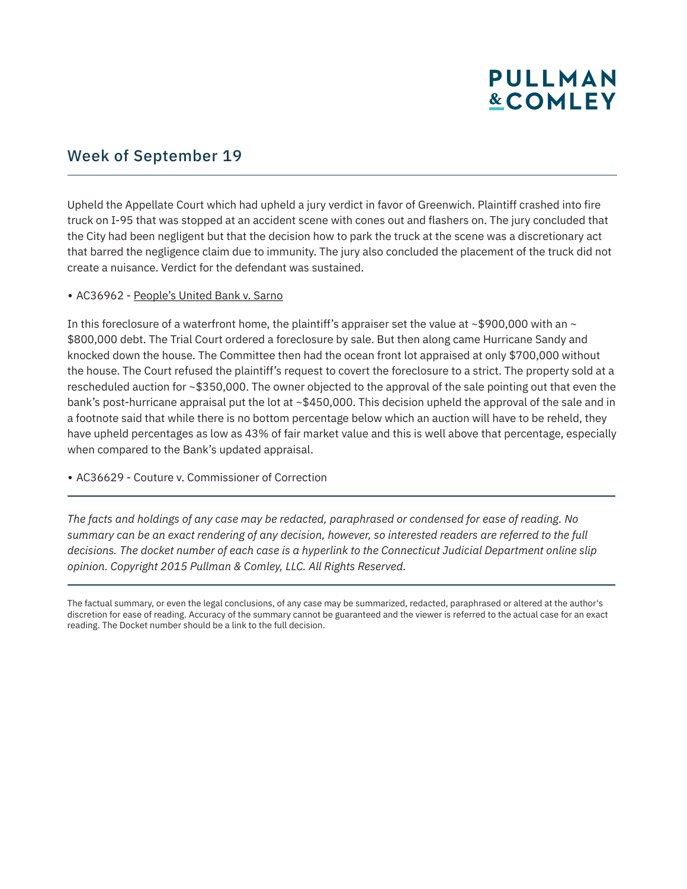## Week of September 19

Upheld the Appellate Court which had upheld a jury verdict in favor of Greenwich. Plaintiff crashed into fire truck on I-95 that was stopped at an accident scene with cones out and flashers on. The jury concluded that the City had been negligent but that the decision how to park the truck at the scene was a discretionary act that barred the negligence claim due to immunity. The jury also concluded the placement of the truck did not create a nuisance. Verdict for the defendant was sustained.

• AC36962 - People's United Bank v. Sarno

In this foreclosure of a waterfront home, the plaintiff's appraiser set the value at ~$900,000 with an ~ $800,000 debt. The Trial Court ordered a foreclosure by sale. But then along came Hurricane Sandy and knocked down the house. The Committee then had the ocean front lot appraised at only $700,000 without the house. The Court refused the plaintiff's request to covert the foreclosure to a strict. The property sold at a rescheduled auction for ~$350,000. The owner objected to the approval of the sale pointing out that even the bank's post-hurricane appraisal put the lot at ~$450,000. This decision upheld the approval of the sale and in a footnote said that while there is no bottom percentage below which an auction will have to be reheld, they have upheld percentages as low as 43% of fair market value and this is well above that percentage, especially when compared to the Bank's updated appraisal.

• AC36629 - Couture v. Commissioner of Correction

---

*The facts and holdings of any case may be redacted, paraphrased or condensed for ease of reading. No summary can be an exact rendering of any decision, however, so interested readers are referred to the full decisions. The docket number of each case is a hyperlink to the Connecticut Judicial Department online slip opinion. Copyright 2015 Pullman & Comley, LLC. All Rights Reserved.*

---

The factual summary, or even the legal conclusions, of any case may be summarized, redacted, paraphrased or altered at the author's discretion for ease of reading. Accuracy of the summary cannot be guaranteed and the viewer is referred to the actual case for an exact reading. The Docket number should be a link to the full decision.